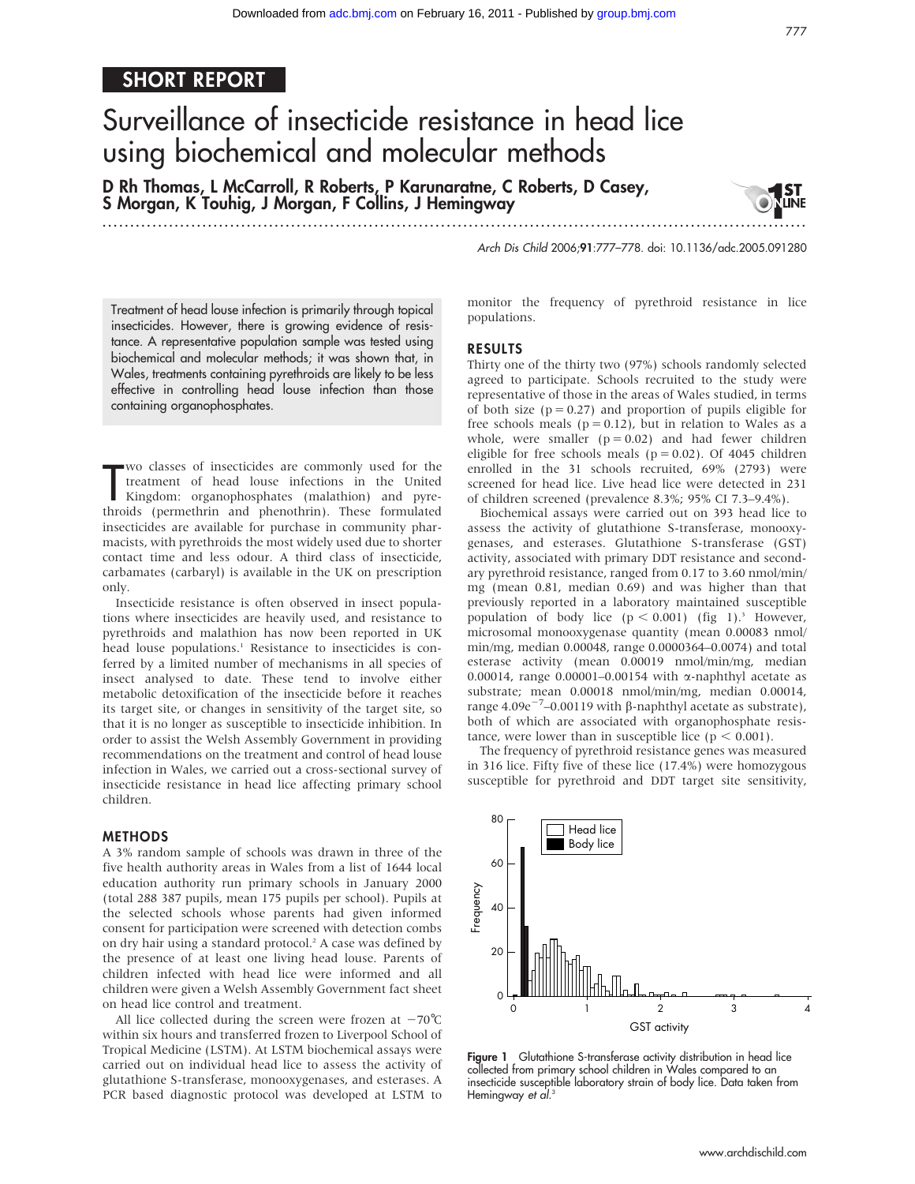## SHORT REPORT

# Surveillance of insecticide resistance in head lice using biochemical and molecular methods

**D Rh Thomas, L McCarroll, R Roberts, P Karunaratne, C Roberts, D Casey, S Morgan, K Touhig, J Morgan, F Collins, J Hemingway**

*Arch Dis Child* 2006;**91**:777–778. doi: 10.1136/adc.2005.091280

Treatment of head louse infection is primarily through topical insecticides. However, there is growing evidence of resistance. A representative population sample was tested using biochemical and molecular methods; it was shown that, in Wales, treatments containing pyrethroids are likely to be less effective in controlling head louse infection than those containing organophosphates.

Two classes of insecticides are commonly used for the treatment of head louse infections in the United Kingdom: organophosphates (malathion) and pyrethroids (permethrin and phenothrin). These formulated insecticides are available for purchase in community pharmacists, with pyrethroids the most widely used due to shorter contact time and less odour. A third class of insecticide, carbamates (carbaryl) is available in the UK on prescription only.

Insecticide resistance is often observed in insect populations where insecticides are heavily used, and resistance to pyrethroids and malathion has now been reported in UK head louse populations.[1] Resistance to insecticides is conferred by a limited number of mechanisms in all species of insect analysed to date. These tend to involve either metabolic detoxification of the insecticide before it reaches its target site, or changes in sensitivity of the target site, so that it is no longer as susceptible to insecticide inhibition. In order to assist the Welsh Assembly Government in providing recommendations on the treatment and control of head louse infection in Wales, we carried out a cross-sectional survey of insecticide resistance in head lice affecting primary school children.

## METHODS

A 3% random sample of schools was drawn in three of the five health authority areas in Wales from a list of 1644 local education authority run primary schools in January 2000 (total 288 387 pupils, mean 175 pupils per school). Pupils at the selected schools whose parents had given informed consent for participation were screened with detection combs on dry hair using a standard protocol.[2] A case was defined by the presence of at least one living head louse. Parents of children infected with head lice were informed and all children were given a Welsh Assembly Government fact sheet on head lice control and treatment.

All lice collected during the screen were frozen at −70°C within six hours and transferred frozen to Liverpool School of Tropical Medicine (LSTM). At LSTM biochemical assays were carried out on individual head lice to assess the activity of glutathione S-transferase, monooxygenases, and esterases. A PCR based diagnostic protocol was developed at LSTM to monitor the frequency of pyrethroid resistance in lice populations.

## RESULTS

Thirty one of the thirty two (97%) schools randomly selected agreed to participate. Schools recruited to the study were representative of those in the areas of Wales studied, in terms of both size ($p = 0.27$) and proportion of pupils eligible for free schools meals ($p = 0.12$), but in relation to Wales as a whole, were smaller ($p = 0.02$) and had fewer children eligible for free schools meals ($p = 0.02$). Of 4045 children enrolled in the 31 schools recruited, 69% (2793) were screened for head lice. Live head lice were detected in 231 of children screened (prevalence 8.3%; 95% CI 7.3–9.4%).

Biochemical assays were carried out on 393 head lice to assess the activity of glutathione S-transferase, monooxygenases, and esterases. Glutathione S-transferase (GST) activity, associated with primary DDT resistance and secondary pyrethroid resistance, ranged from 0.17 to 3.60 nmol/min/mg (mean 0.81, median 0.69) and was higher than that previously reported in a laboratory maintained susceptible population of body lice ($p < 0.001$) (fig 1).[3] However, microsomal monooxygenase quantity (mean 0.00083 nmol/min/mg, median 0.00048, range 0.0000364–0.0074) and total esterase activity (mean 0.00019 nmol/min/mg, median 0.00014, range 0.00001–0.00154 with α-naphthyl acetate as substrate; mean 0.00018 nmol/min/mg, median 0.00014, range $4.09e^{-7}$–0.00119 with β-naphthyl acetate as substrate), both of which are associated with organophosphate resistance, were lower than in susceptible lice ($p < 0.001$).

The frequency of pyrethroid resistance genes was measured in 316 lice. Fifty five of these lice (17.4%) were homozygous susceptible for pyrethroid and DDT target site sensitivity,

**Figure 1** Glutathione S-transferase activity distribution in head lice collected from primary school children in Wales compared to an insecticide susceptible laboratory strain of body lice. Data taken from Hemingway *et al*.[3]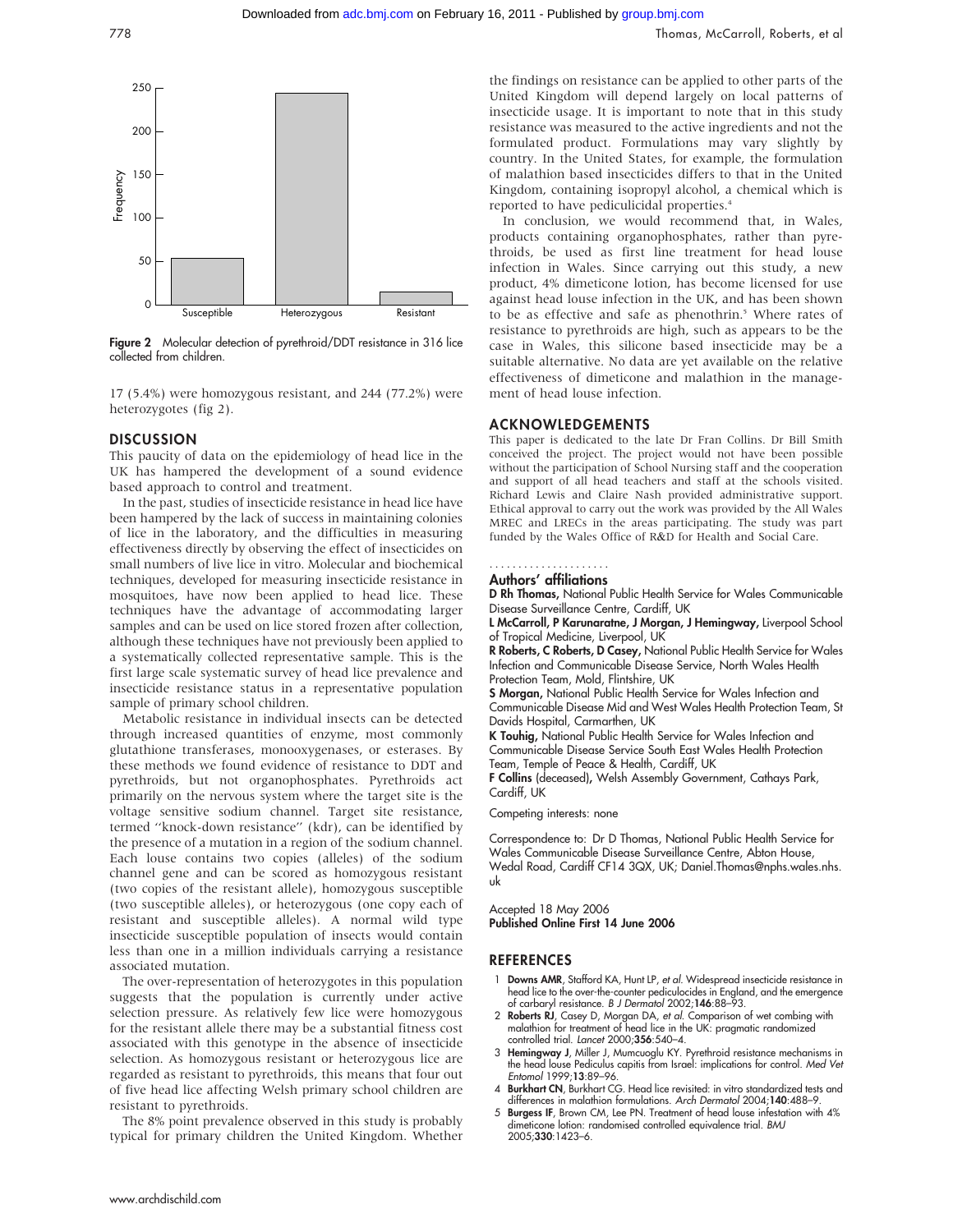250

200

150

100

50

0

Frequency

Susceptible

Heterozygous

Resistant

**Figure 2** Molecular detection of pyrethroid/DDT resistance in 316 lice collected from children.

17 (5.4%) were homozygous resistant, and 244 (77.2%) were heterozygotes (fig 2).

## DISCUSSION

This paucity of data on the epidemiology of head lice in the UK has hampered the development of a sound evidence based approach to control and treatment.

In the past, studies of insecticide resistance in head lice have been hampered by the lack of success in maintaining colonies of lice in the laboratory, and the difficulties in measuring effectiveness directly by observing the effect of insecticides on small numbers of live lice in vitro. Molecular and biochemical techniques, developed for measuring insecticide resistance in mosquitoes, have now been applied to head lice. These techniques have the advantage of accommodating larger samples and can be used on lice stored frozen after collection, although these techniques have not previously been applied to a systematically collected representative sample. This is the first large scale systematic survey of head lice prevalence and insecticide resistance status in a representative population sample of primary school children.

Metabolic resistance in individual insects can be detected through increased quantities of enzyme, most commonly glutathione transferases, monooxygenases, or esterases. By these methods we found evidence of resistance to DDT and pyrethroids, but not organophosphates. Pyrethroids act primarily on the nervous system where the target site is the voltage sensitive sodium channel. Target site resistance, termed "knock-down resistance" (kdr), can be identified by the presence of a mutation in a region of the sodium channel. Each louse contains two copies (alleles) of the sodium channel gene and can be scored as homozygous resistant (two copies of the resistant allele), homozygous susceptible (two susceptible alleles), or heterozygous (one copy each of resistant and susceptible alleles). A normal wild type insecticide susceptible population of insects would contain less than one in a million individuals carrying a resistance associated mutation.

The over-representation of heterozygotes in this population suggests that the population is currently under active selection pressure. As relatively few lice were homozygous for the resistant allele there may be a substantial fitness cost associated with this genotype in the absence of insecticide selection. As homozygous resistant or heterozygous lice are regarded as resistant to pyrethroids, this means that four out of five head lice affecting Welsh primary school children are resistant to pyrethroids.

The 8% point prevalence observed in this study is probably typical for primary children the United Kingdom. Whether the findings on resistance can be applied to other parts of the United Kingdom will depend largely on local patterns of insecticide usage. It is important to note that in this study resistance was measured to the active ingredients and not the formulated product. Formulations may vary slightly by country. In the United States, for example, the formulation of malathion based insecticides differs to that in the United Kingdom, containing isopropyl alcohol, a chemical which is reported to have pediculicidal properties.[4]

In conclusion, we would recommend that, in Wales, products containing organophosphates, rather than pyrethroids, be used as first line treatment for head louse infection in Wales. Since carrying out this study, a new product, 4% dimeticone lotion, has become licensed for use against head louse infection in the UK, and has been shown to be as effective and safe as phenothrin.[5] Where rates of resistance to pyrethroids are high, such as appears to be the case in Wales, this silicone based insecticide may be a suitable alternative. No data are yet available on the relative effectiveness of dimeticone and malathion in the management of head louse infection.

## ACKNOWLEDGEMENTS

This paper is dedicated to the late Dr Fran Collins. Dr Bill Smith conceived the project. The project would not have been possible without the participation of School Nursing staff and the cooperation and support of all head teachers and staff at the schools visited. Richard Lewis and Claire Nash provided administrative support. Ethical approval to carry out the work was provided by the All Wales MREC and LRECs in the areas participating. The study was part funded by the Wales Office of R&D for Health and Social Care.

### Authors' affiliations

**D Rh Thomas,** National Public Health Service for Wales Communicable Disease Surveillance Centre, Cardiff, UK

**L McCarroll, P Karunaratne, J Morgan, J Hemingway,** Liverpool School of Tropical Medicine, Liverpool, UK

**R Roberts, C Roberts, D Casey,** National Public Health Service for Wales Infection and Communicable Disease Service, North Wales Health Protection Team, Mold, Flintshire, UK

**S Morgan,** National Public Health Service for Wales Infection and Communicable Disease Mid and West Wales Health Protection Team, St Davids Hospital, Carmarthen, UK

**K Touhig,** National Public Health Service for Wales Infection and Communicable Disease Service South East Wales Health Protection Team, Temple of Peace & Health, Cardiff, UK

**F Collins** (deceased), Welsh Assembly Government, Cathays Park, Cardiff, UK

Competing interests: none

Correspondence to: Dr D Thomas, National Public Health Service for Wales Communicable Disease Surveillance Centre, Abton House, Wedal Road, Cardiff CF14 3QX, UK; Daniel.Thomas@nphs.wales.nhs.uk

Accepted 18 May 2006

**Published Online First 14 June 2006**

## REFERENCES

1. **Downs AMR**, Stafford KA, Hunt LP, *et al.* Widespread insecticide resistance in head lice to the over-the-counter pediculocides in England, and the emergence of carbaryl resistance. *B J Dermatol* 2002;**146**:88–93.
2. **Roberts RJ**, Casey D, Morgan DA, *et al.* Comparison of wet combing with malathion for treatment of head lice in the UK: pragmatic randomized controlled trial. *Lancet* 2000;**356**:540–4.
3. **Hemingway J**, Miller J, Mumcuoglu KY. Pyrethroid resistance mechanisms in the head louse Pediculus capitis from Israel: implications for control. *Med Vet Entomol* 1999;**13**:89–96.
4. **Burkhart CN**, Burkhart CG. Head lice revisited: in vitro standardized tests and differences in malathion formulations. *Arch Dermatol* 2004;**140**:488–9.
5. **Burgess IF**, Brown CM, Lee PN. Treatment of head louse infestation with 4% dimeticone lotion: randomised controlled equivalence trial. *BMJ* 2005;**330**:1423–6.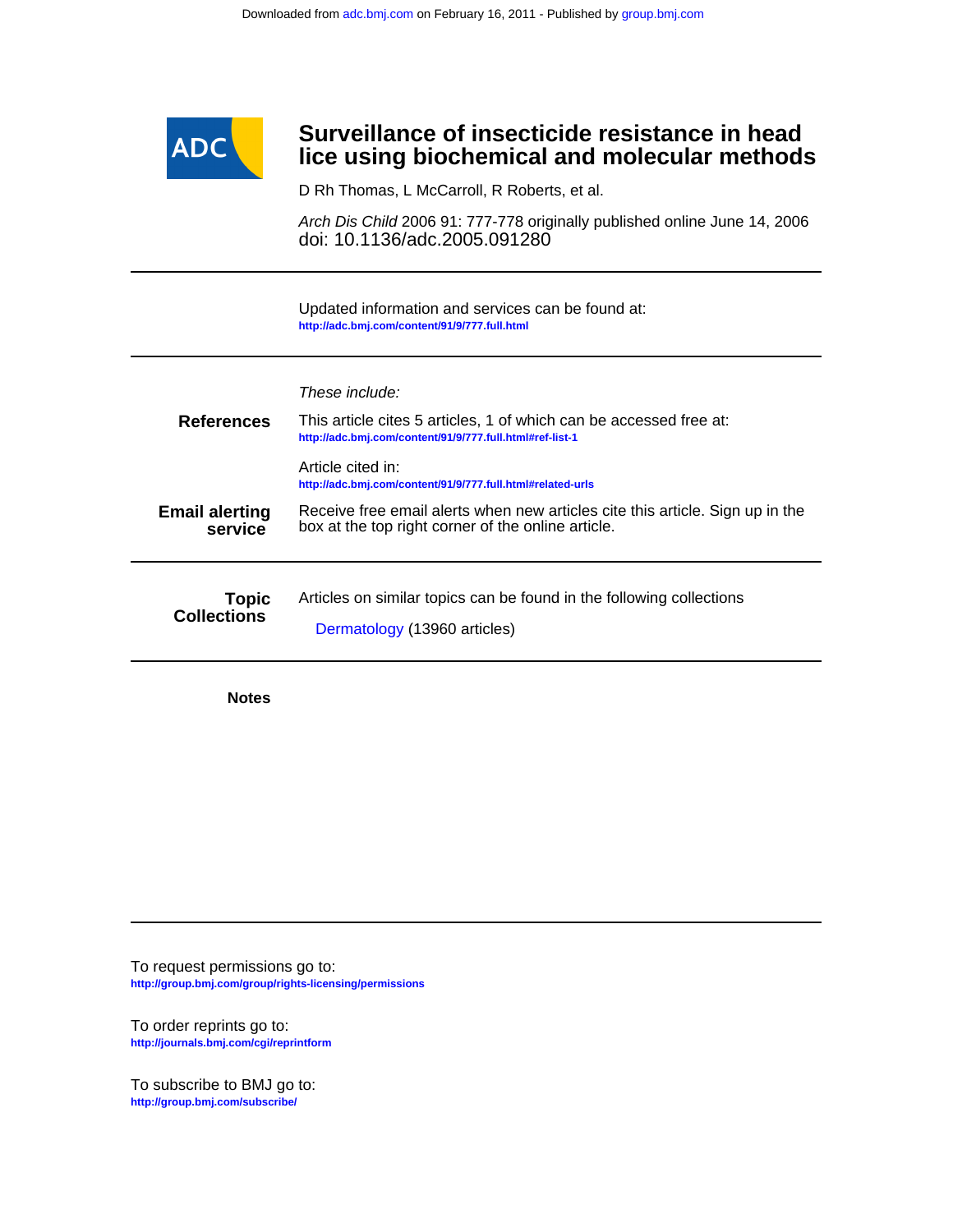Downloaded from adc.bmj.com on February 16, 2011 - Published by group.bmj.com

ADC

# Surveillance of insecticide resistance in head lice using biochemical and molecular methods

D Rh Thomas, L McCarroll, R Roberts, et al.

*Arch Dis Child* 2006 91: 777-778 originally published online June 14, 2006
doi: 10.1136/adc.2005.091280

---

Updated information and services can be found at:
**http://adc.bmj.com/content/91/9/777.full.html**

---

*These include:*

**References**

This article cites 5 articles, 1 of which can be accessed free at:
**http://adc.bmj.com/content/91/9/777.full.html#ref-list-1**

Article cited in:
**http://adc.bmj.com/content/91/9/777.full.html#related-urls**

**Email alerting service**

Receive free email alerts when new articles cite this article. Sign up in the box at the top right corner of the online article.

---

**Topic Collections**

Articles on similar topics can be found in the following collections

Dermatology (13960 articles)

---

**Notes**

---

To request permissions go to:
**http://group.bmj.com/group/rights-licensing/permissions**

To order reprints go to:
**http://journals.bmj.com/cgi/reprintform**

To subscribe to BMJ go to:
**http://group.bmj.com/subscribe/**